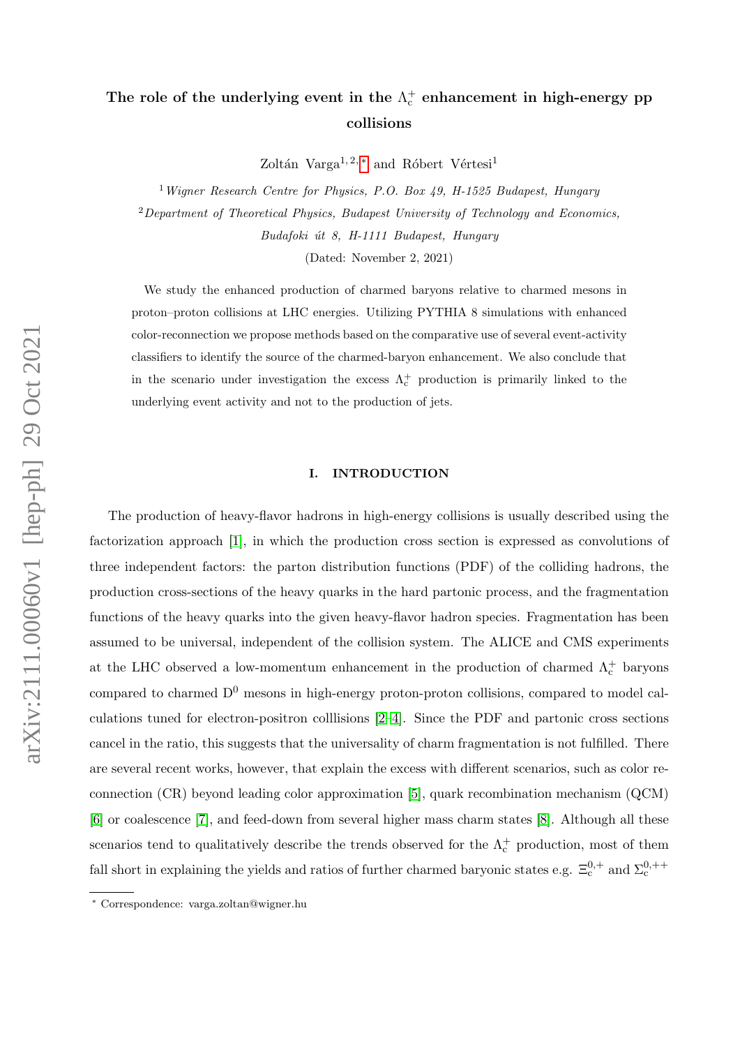# The role of the underlying event in the $\Lambda_c^+$ enhancement in high-energy pp collisions

Zoltán Varga[1,2,*] and Róbert Vértesi[1]

[1] *Wigner Research Centre for Physics, P.O. Box 49, H-1525 Budapest, Hungary*

[2] *Department of Theoretical Physics, Budapest University of Technology and Economics, Budafoki út 8, H-1111 Budapest, Hungary*

(Dated: November 2, 2021)

We study the enhanced production of charmed baryons relative to charmed mesons in proton–proton collisions at LHC energies. Utilizing PYTHIA 8 simulations with enhanced color-reconnection we propose methods based on the comparative use of several event-activity classifiers to identify the source of the charmed-baryon enhancement. We also conclude that in the scenario under investigation the excess $\Lambda_c^+$ production is primarily linked to the underlying event activity and not to the production of jets.

## I. INTRODUCTION

The production of heavy-flavor hadrons in high-energy collisions is usually described using the factorization approach [1], in which the production cross section is expressed as convolutions of three independent factors: the parton distribution functions (PDF) of the colliding hadrons, the production cross-sections of the heavy quarks in the hard partonic process, and the fragmentation functions of the heavy quarks into the given heavy-flavor hadron species. Fragmentation has been assumed to be universal, independent of the collision system. The ALICE and CMS experiments at the LHC observed a low-momentum enhancement in the production of charmed $\Lambda_c^+$ baryons compared to charmed $D^0$ mesons in high-energy proton-proton collisions, compared to model calculations tuned for electron-positron colllisions [2–4]. Since the PDF and partonic cross sections cancel in the ratio, this suggests that the universality of charm fragmentation is not fulfilled. There are several recent works, however, that explain the excess with different scenarios, such as color reconnection (CR) beyond leading color approximation [5], quark recombination mechanism (QCM) [6] or coalescence [7], and feed-down from several higher mass charm states [8]. Although all these scenarios tend to qualitatively describe the trends observed for the $\Lambda_c^+$ production, most of them fall short in explaining the yields and ratios of further charmed baryonic states e.g. $\Xi_c^{0,+}$ and $\Sigma_c^{0,++}$

* Correspondence: varga.zoltan@wigner.hu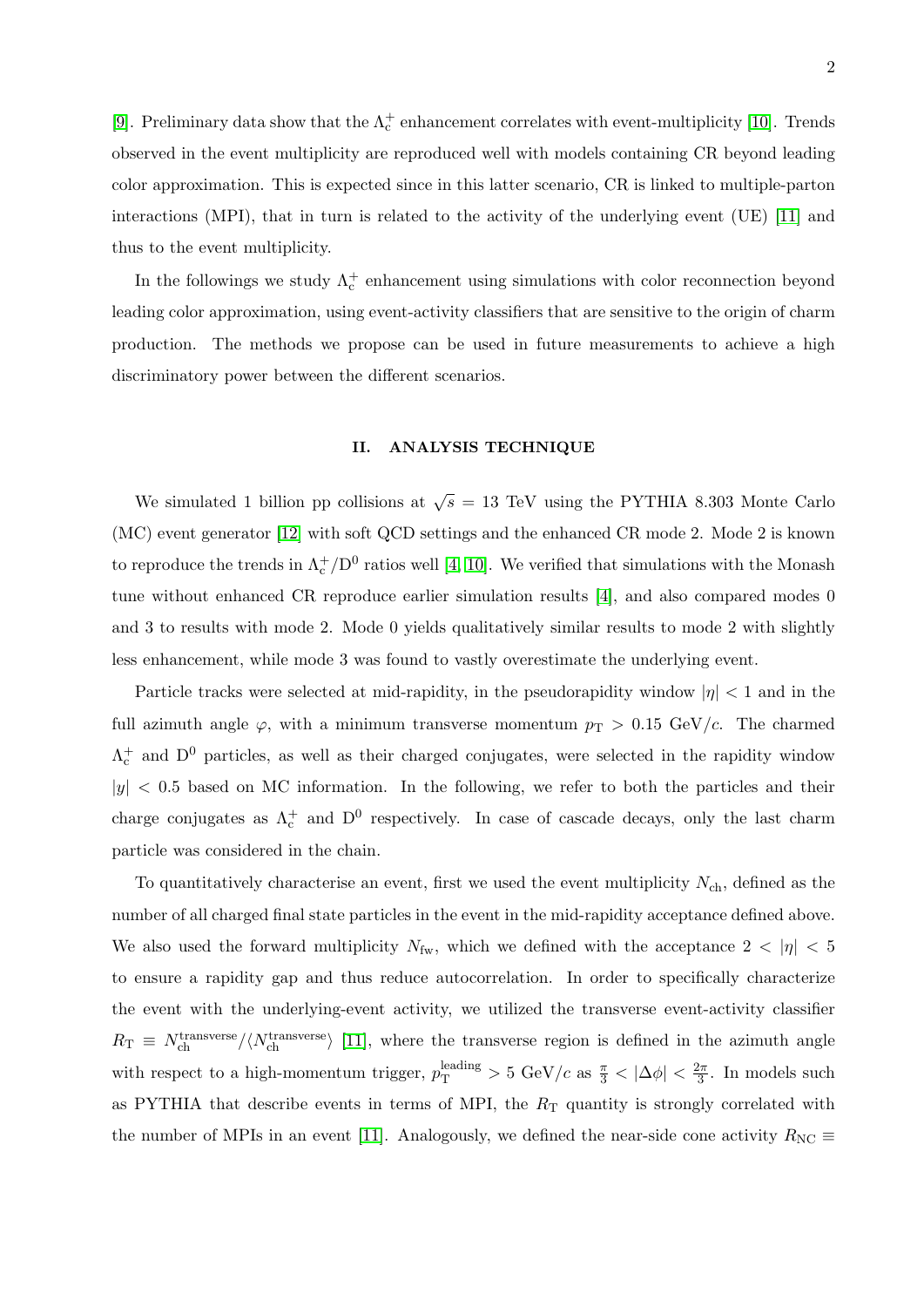[9]. Preliminary data show that the $\Lambda_c^+$ enhancement correlates with event-multiplicity [10]. Trends observed in the event multiplicity are reproduced well with models containing CR beyond leading color approximation. This is expected since in this latter scenario, CR is linked to multiple-parton interactions (MPI), that in turn is related to the activity of the underlying event (UE) [11] and thus to the event multiplicity.

In the followings we study $\Lambda_c^+$ enhancement using simulations with color reconnection beyond leading color approximation, using event-activity classifiers that are sensitive to the origin of charm production. The methods we propose can be used in future measurements to achieve a high discriminatory power between the different scenarios.

## II. ANALYSIS TECHNIQUE

We simulated 1 billion pp collisions at $\sqrt{s} = 13$ TeV using the PYTHIA 8.303 Monte Carlo (MC) event generator [12] with soft QCD settings and the enhanced CR mode 2. Mode 2 is known to reproduce the trends in $\Lambda_c^+/\mathrm{D}^0$ ratios well [4, 10]. We verified that simulations with the Monash tune without enhanced CR reproduce earlier simulation results [4], and also compared modes 0 and 3 to results with mode 2. Mode 0 yields qualitatively similar results to mode 2 with slightly less enhancement, while mode 3 was found to vastly overestimate the underlying event.

Particle tracks were selected at mid-rapidity, in the pseudorapidity window $|\eta| < 1$ and in the full azimuth angle $\varphi$, with a minimum transverse momentum $p_\mathrm{T} > 0.15$ GeV/$c$. The charmed $\Lambda_c^+$ and $\mathrm{D}^0$ particles, as well as their charged conjugates, were selected in the rapidity window $|y| < 0.5$ based on MC information. In the following, we refer to both the particles and their charge conjugates as $\Lambda_c^+$ and $\mathrm{D}^0$ respectively. In case of cascade decays, only the last charm particle was considered in the chain.

To quantitatively characterise an event, first we used the event multiplicity $N_\mathrm{ch}$, defined as the number of all charged final state particles in the event in the mid-rapidity acceptance defined above. We also used the forward multiplicity $N_\mathrm{fw}$, which we defined with the acceptance $2 < |\eta| < 5$ to ensure a rapidity gap and thus reduce autocorrelation. In order to specifically characterize the event with the underlying-event activity, we utilized the transverse event-activity classifier $R_\mathrm{T} \equiv N_\mathrm{ch}^\mathrm{transverse}/\langle N_\mathrm{ch}^\mathrm{transverse}\rangle$ [11], where the transverse region is defined in the azimuth angle with respect to a high-momentum trigger, $p_\mathrm{T}^\mathrm{leading} > 5$ GeV/$c$ as $\frac{\pi}{3} < |\Delta\phi| < \frac{2\pi}{3}$. In models such as PYTHIA that describe events in terms of MPI, the $R_\mathrm{T}$ quantity is strongly correlated with the number of MPIs in an event [11]. Analogously, we defined the near-side cone activity $R_\mathrm{NC} \equiv$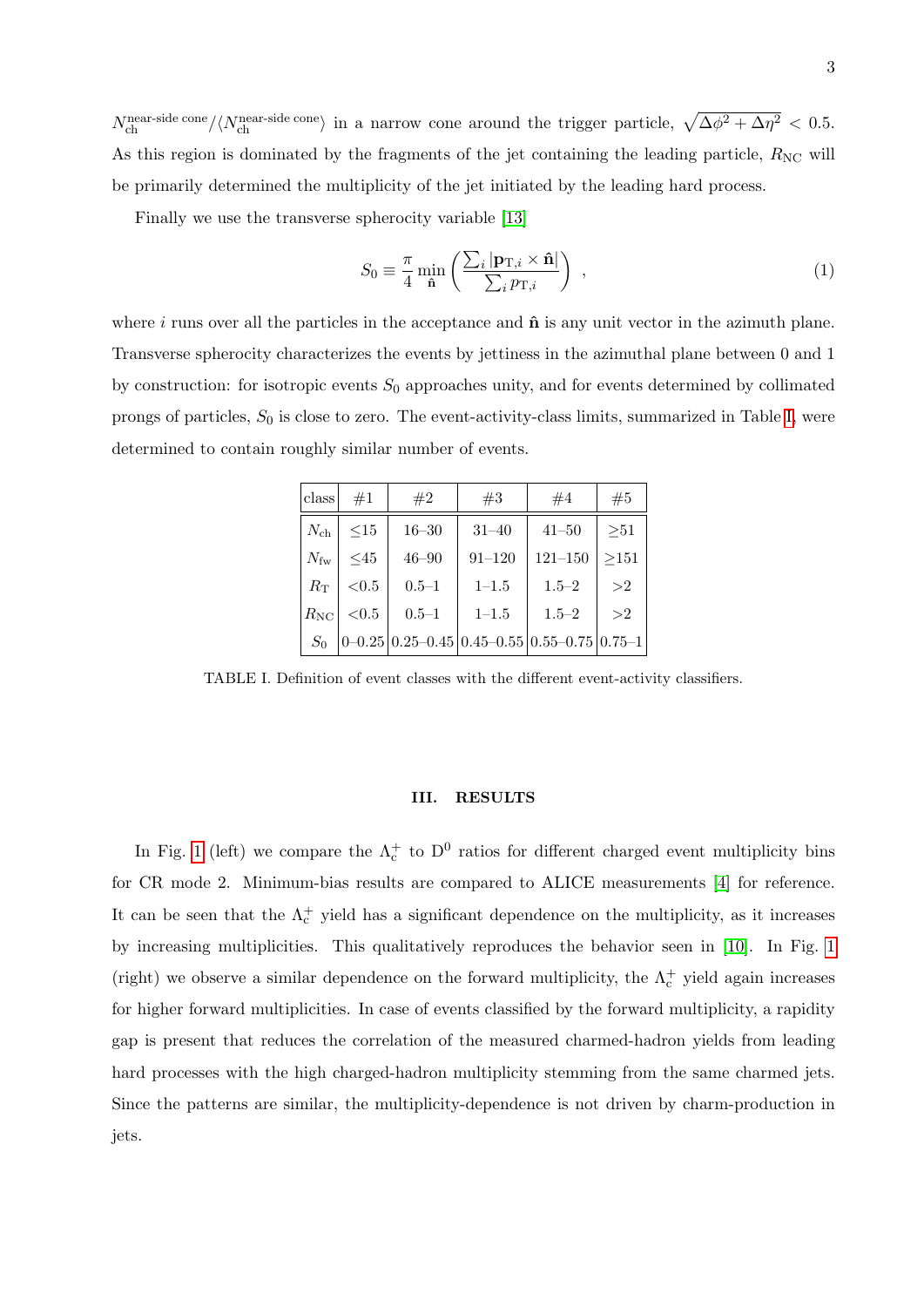$N_{\rm ch}^{\rm near\text{-}side\ cone}/\langle N_{\rm ch}^{\rm near\text{-}side\ cone}\rangle$ in a narrow cone around the trigger particle, $\sqrt{\Delta\phi^2 + \Delta\eta^2} < 0.5$. As this region is dominated by the fragments of the jet containing the leading particle, $R_{\rm NC}$ will be primarily determined the multiplicity of the jet initiated by the leading hard process.

Finally we use the transverse spherocity variable [13]

$$S_0 \equiv \frac{\pi}{4} \min_{\hat{\mathbf{n}}} \left( \frac{\sum_i |\mathbf{p}_{{\rm T},i} \times \hat{\mathbf{n}}|}{\sum_i p_{{\rm T},i}} \right) , \tag{1}$$

where $i$ runs over all the particles in the acceptance and $\hat{\mathbf{n}}$ is any unit vector in the azimuth plane. Transverse spherocity characterizes the events by jettiness in the azimuthal plane between 0 and 1 by construction: for isotropic events $S_0$ approaches unity, and for events determined by collimated prongs of particles, $S_0$ is close to zero. The event-activity-class limits, summarized in Table I, were determined to contain roughly similar number of events.

| class | #1 | #2 | #3 | #4 | #5 |
|---|---|---|---|---|---|
| $N_{\rm ch}$ | ≤15 | 16–30 | 31–40 | 41–50 | ≥51 |
| $N_{\rm fw}$ | ≤45 | 46–90 | 91–120 | 121–150 | ≥151 |
| $R_{\rm T}$ | <0.5 | 0.5–1 | 1–1.5 | 1.5–2 | >2 |
| $R_{\rm NC}$ | <0.5 | 0.5–1 | 1–1.5 | 1.5–2 | >2 |
| $S_0$ | 0–0.25 | 0.25–0.45 | 0.45–0.55 | 0.55–0.75 | 0.75–1 |

TABLE I. Definition of event classes with the different event-activity classifiers.

## III. RESULTS

In Fig. 1 (left) we compare the $\Lambda_{\rm c}^+$ to $\rm D^0$ ratios for different charged event multiplicity bins for CR mode 2. Minimum-bias results are compared to ALICE measurements [4] for reference. It can be seen that the $\Lambda_{\rm c}^+$ yield has a significant dependence on the multiplicity, as it increases by increasing multiplicities. This qualitatively reproduces the behavior seen in [10]. In Fig. 1 (right) we observe a similar dependence on the forward multiplicity, the $\Lambda_{\rm c}^+$ yield again increases for higher forward multiplicities. In case of events classified by the forward multiplicity, a rapidity gap is present that reduces the correlation of the measured charmed-hadron yields from leading hard processes with the high charged-hadron multiplicity stemming from the same charmed jets. Since the patterns are similar, the multiplicity-dependence is not driven by charm-production in jets.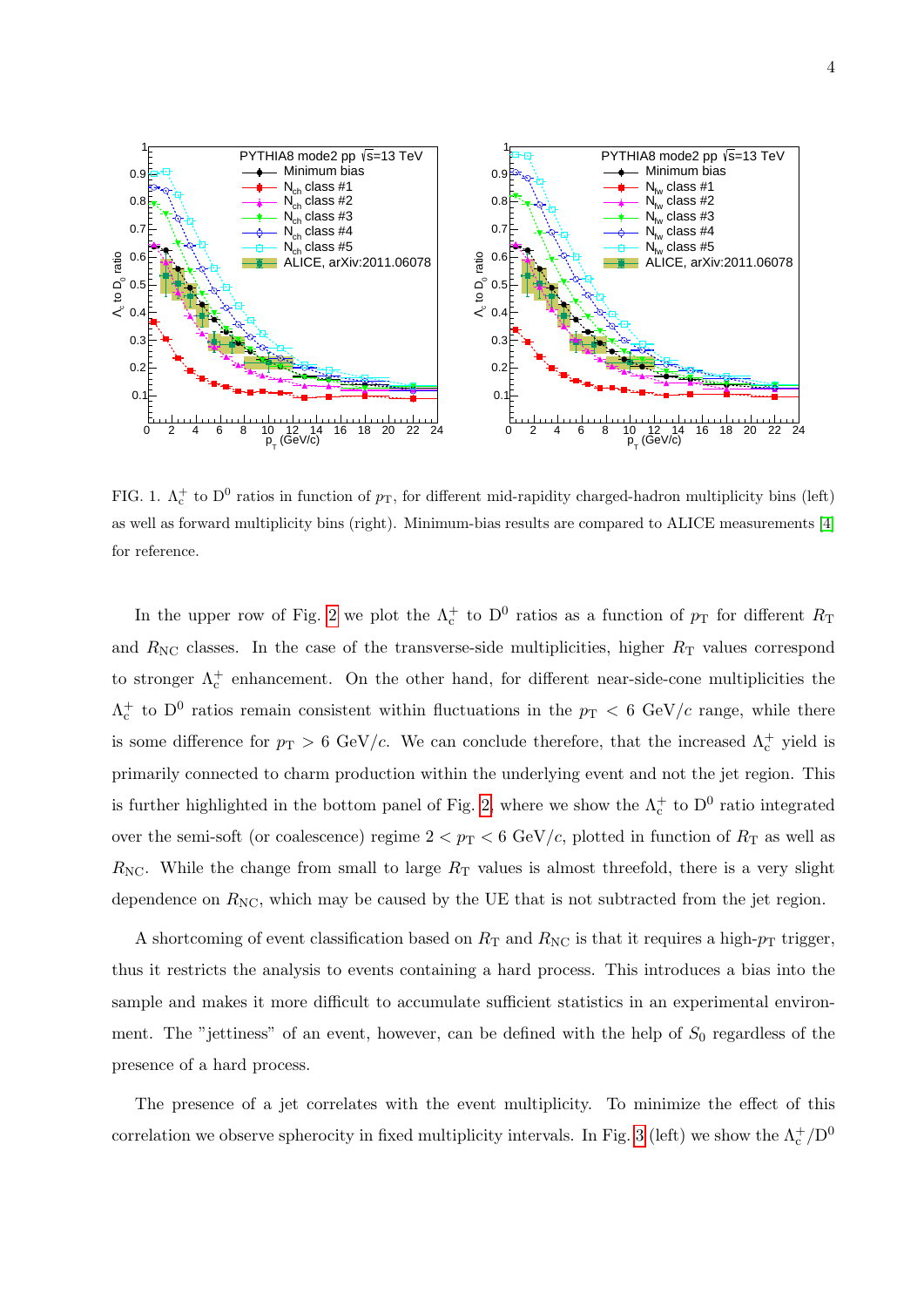FIG. 1. $\Lambda_c^+$ to $D^0$ ratios in function of $p_T$, for different mid-rapidity charged-hadron multiplicity bins (left) as well as forward multiplicity bins (right). Minimum-bias results are compared to ALICE measurements [4] for reference.

In the upper row of Fig. 2 we plot the $\Lambda_c^+$ to $D^0$ ratios as a function of $p_T$ for different $R_T$ and $R_{NC}$ classes. In the case of the transverse-side multiplicities, higher $R_T$ values correspond to stronger $\Lambda_c^+$ enhancement. On the other hand, for different near-side-cone multiplicities the $\Lambda_c^+$ to $D^0$ ratios remain consistent within fluctuations in the $p_T < 6$ GeV/$c$ range, while there is some difference for $p_T > 6$ GeV/$c$. We can conclude therefore, that the increased $\Lambda_c^+$ yield is primarily connected to charm production within the underlying event and not the jet region. This is further highlighted in the bottom panel of Fig. 2, where we show the $\Lambda_c^+$ to $D^0$ ratio integrated over the semi-soft (or coalescence) regime $2 < p_T < 6$ GeV/$c$, plotted in function of $R_T$ as well as $R_{NC}$. While the change from small to large $R_T$ values is almost threefold, there is a very slight dependence on $R_{NC}$, which may be caused by the UE that is not subtracted from the jet region.

A shortcoming of event classification based on $R_T$ and $R_{NC}$ is that it requires a high-$p_T$ trigger, thus it restricts the analysis to events containing a hard process. This introduces a bias into the sample and makes it more difficult to accumulate sufficient statistics in an experimental environment. The "jettiness" of an event, however, can be defined with the help of $S_0$ regardless of the presence of a hard process.

The presence of a jet correlates with the event multiplicity. To minimize the effect of this correlation we observe spherocity in fixed multiplicity intervals. In Fig. 3 (left) we show the $\Lambda_c^+/D^0$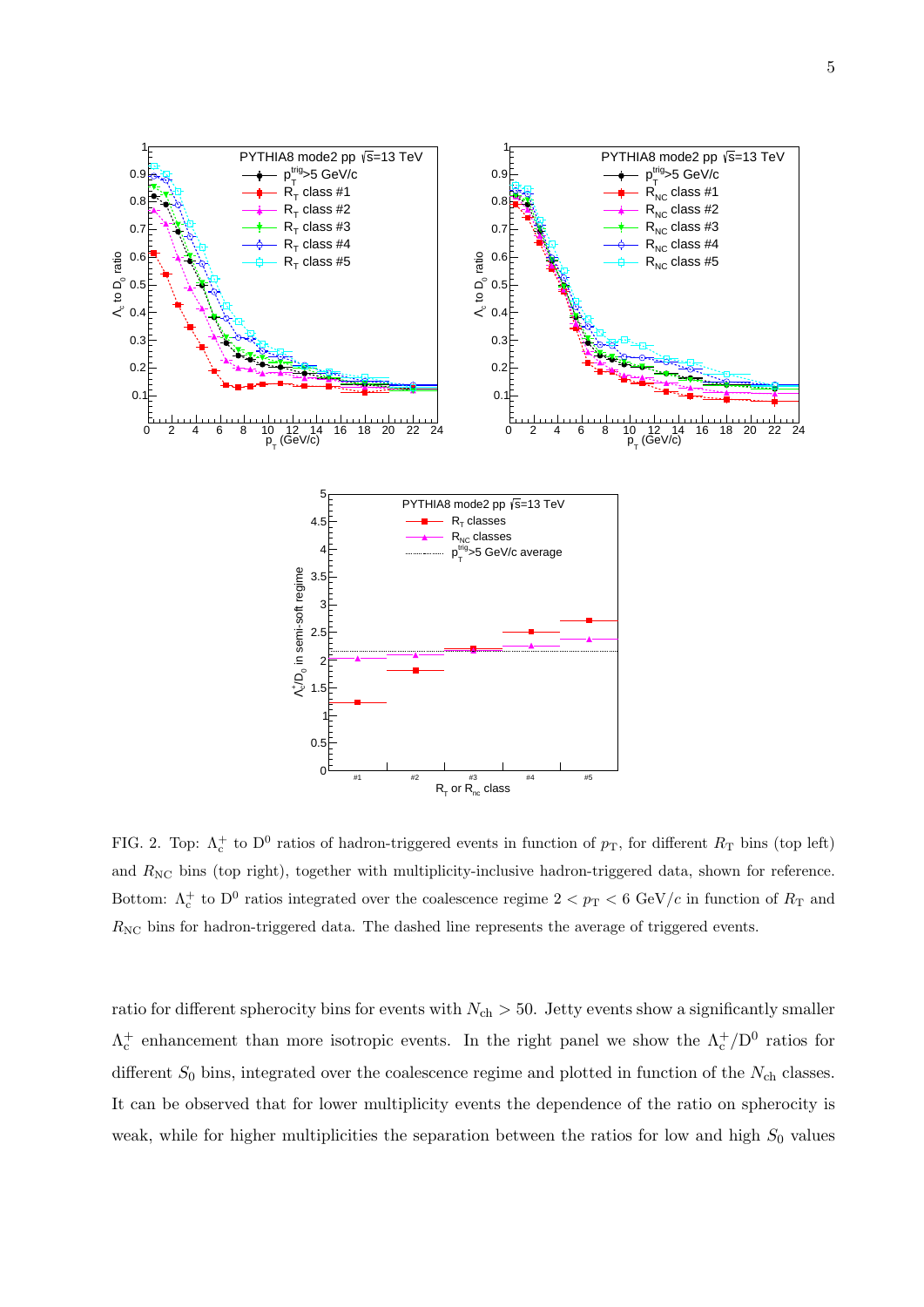FIG. 2. Top: $\Lambda_c^+$ to $D^0$ ratios of hadron-triggered events in function of $p_T$, for different $R_T$ bins (top left) and $R_{NC}$ bins (top right), together with multiplicity-inclusive hadron-triggered data, shown for reference. Bottom: $\Lambda_c^+$ to $D^0$ ratios integrated over the coalescence regime $2 < p_T < 6$ GeV/$c$ in function of $R_T$ and $R_{NC}$ bins for hadron-triggered data. The dashed line represents the average of triggered events.

ratio for different spherocity bins for events with $N_{ch} > 50$. Jetty events show a significantly smaller $\Lambda_c^+$ enhancement than more isotropic events. In the right panel we show the $\Lambda_c^+/D^0$ ratios for different $S_0$ bins, integrated over the coalescence regime and plotted in function of the $N_{ch}$ classes. It can be observed that for lower multiplicity events the dependence of the ratio on spherocity is weak, while for higher multiplicities the separation between the ratios for low and high $S_0$ values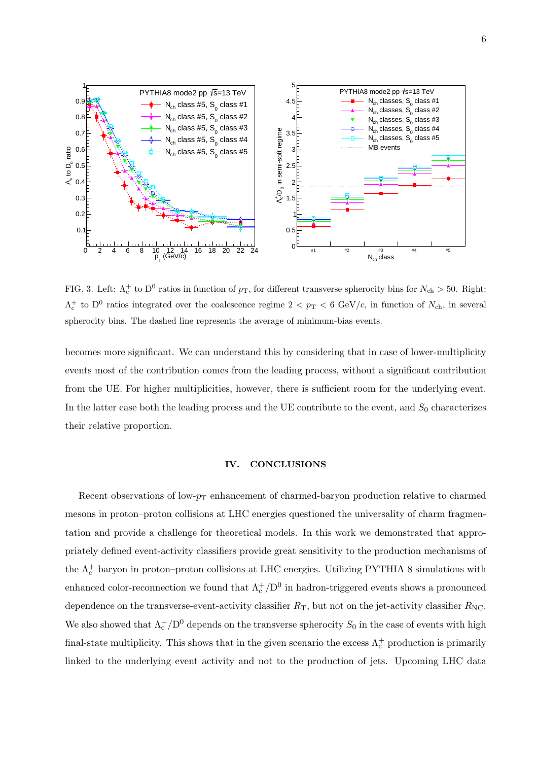FIG. 3. Left: $\Lambda_c^+$ to $D^0$ ratios in function of $p_T$, for different transverse spherocity bins for $N_{ch} > 50$. Right: $\Lambda_c^+$ to $D^0$ ratios integrated over the coalescence regime $2 < p_T < 6$ GeV/$c$, in function of $N_{ch}$, in several spherocity bins. The dashed line represents the average of minimum-bias events.

becomes more significant. We can understand this by considering that in case of lower-multiplicity events most of the contribution comes from the leading process, without a significant contribution from the UE. For higher multiplicities, however, there is sufficient room for the underlying event. In the latter case both the leading process and the UE contribute to the event, and $S_0$ characterizes their relative proportion.

## IV. CONCLUSIONS

Recent observations of low-$p_T$ enhancement of charmed-baryon production relative to charmed mesons in proton–proton collisions at LHC energies questioned the universality of charm fragmentation and provide a challenge for theoretical models. In this work we demonstrated that appropriately defined event-activity classifiers provide great sensitivity to the production mechanisms of the $\Lambda_c^+$ baryon in proton–proton collisions at LHC energies. Utilizing PYTHIA 8 simulations with enhanced color-reconnection we found that $\Lambda_c^+/D^0$ in hadron-triggered events shows a pronounced dependence on the transverse-event-activity classifier $R_T$, but not on the jet-activity classifier $R_{NC}$. We also showed that $\Lambda_c^+/D^0$ depends on the transverse spherocity $S_0$ in the case of events with high final-state multiplicity. This shows that in the given scenario the excess $\Lambda_c^+$ production is primarily linked to the underlying event activity and not to the production of jets. Upcoming LHC data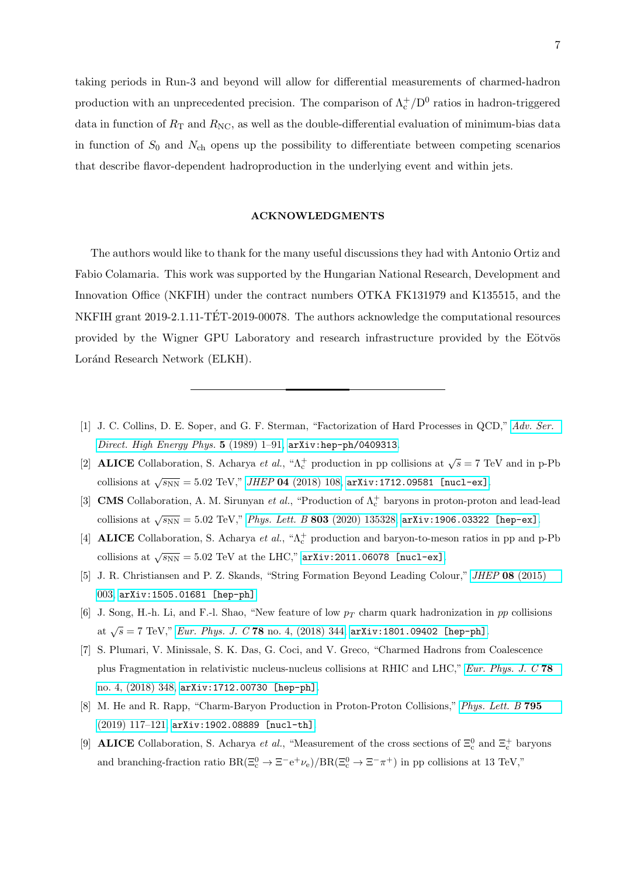taking periods in Run-3 and beyond will allow for differential measurements of charmed-hadron production with an unprecedented precision. The comparison of $\Lambda_c^+/D^0$ ratios in hadron-triggered data in function of $R_T$ and $R_{NC}$, as well as the double-differential evaluation of minimum-bias data in function of $S_0$ and $N_{ch}$ opens up the possibility to differentiate between competing scenarios that describe flavor-dependent hadroproduction in the underlying event and within jets.

## ACKNOWLEDGMENTS

The authors would like to thank for the many useful discussions they had with Antonio Ortiz and Fabio Colamaria. This work was supported by the Hungarian National Research, Development and Innovation Office (NKFIH) under the contract numbers OTKA FK131979 and K135515, and the NKFIH grant 2019-2.1.11-TÉT-2019-00078. The authors acknowledge the computational resources provided by the Wigner GPU Laboratory and research infrastructure provided by the Eötvös Loránd Research Network (ELKH).

---

[1] J. C. Collins, D. E. Soper, and G. F. Sterman, "Factorization of Hard Processes in QCD," *Adv. Ser. Direct. High Energy Phys.* **5** (1989) 1–91, `arXiv:hep-ph/0409313`.

[2] **ALICE** Collaboration, S. Acharya *et al.*, "$\Lambda_c^+$ production in pp collisions at $\sqrt{s} = 7$ TeV and in p-Pb collisions at $\sqrt{s_{NN}} = 5.02$ TeV," *JHEP* **04** (2018) 108, `arXiv:1712.09581 [nucl-ex]`.

[3] **CMS** Collaboration, A. M. Sirunyan *et al.*, "Production of $\Lambda_c^+$ baryons in proton-proton and lead-lead collisions at $\sqrt{s_{NN}} = 5.02$ TeV," *Phys. Lett. B* **803** (2020) 135328, `arXiv:1906.03322 [hep-ex]`.

[4] **ALICE** Collaboration, S. Acharya *et al.*, "$\Lambda_c^+$ production and baryon-to-meson ratios in pp and p-Pb collisions at $\sqrt{s_{NN}} = 5.02$ TeV at the LHC," `arXiv:2011.06078 [nucl-ex]`.

[5] J. R. Christiansen and P. Z. Skands, "String Formation Beyond Leading Colour," *JHEP* **08** (2015) 003, `arXiv:1505.01681 [hep-ph]`.

[6] J. Song, H.-h. Li, and F.-l. Shao, "New feature of low $p_T$ charm quark hadronization in $pp$ collisions at $\sqrt{s} = 7$ TeV," *Eur. Phys. J. C* **78** no. 4, (2018) 344, `arXiv:1801.09402 [hep-ph]`.

[7] S. Plumari, V. Minissale, S. K. Das, G. Coci, and V. Greco, "Charmed Hadrons from Coalescence plus Fragmentation in relativistic nucleus-nucleus collisions at RHIC and LHC," *Eur. Phys. J. C* **78** no. 4, (2018) 348, `arXiv:1712.00730 [hep-ph]`.

[8] M. He and R. Rapp, "Charm-Baryon Production in Proton-Proton Collisions," *Phys. Lett. B* **795** (2019) 117–121, `arXiv:1902.08889 [nucl-th]`.

[9] **ALICE** Collaboration, S. Acharya *et al.*, "Measurement of the cross sections of $\Xi_c^0$ and $\Xi_c^+$ baryons and branching-fraction ratio $\mathrm{BR}(\Xi_c^0 \to \Xi^- e^+ \nu_e)/\mathrm{BR}(\Xi_c^0 \to \Xi^- \pi^+)$ in pp collisions at 13 TeV,"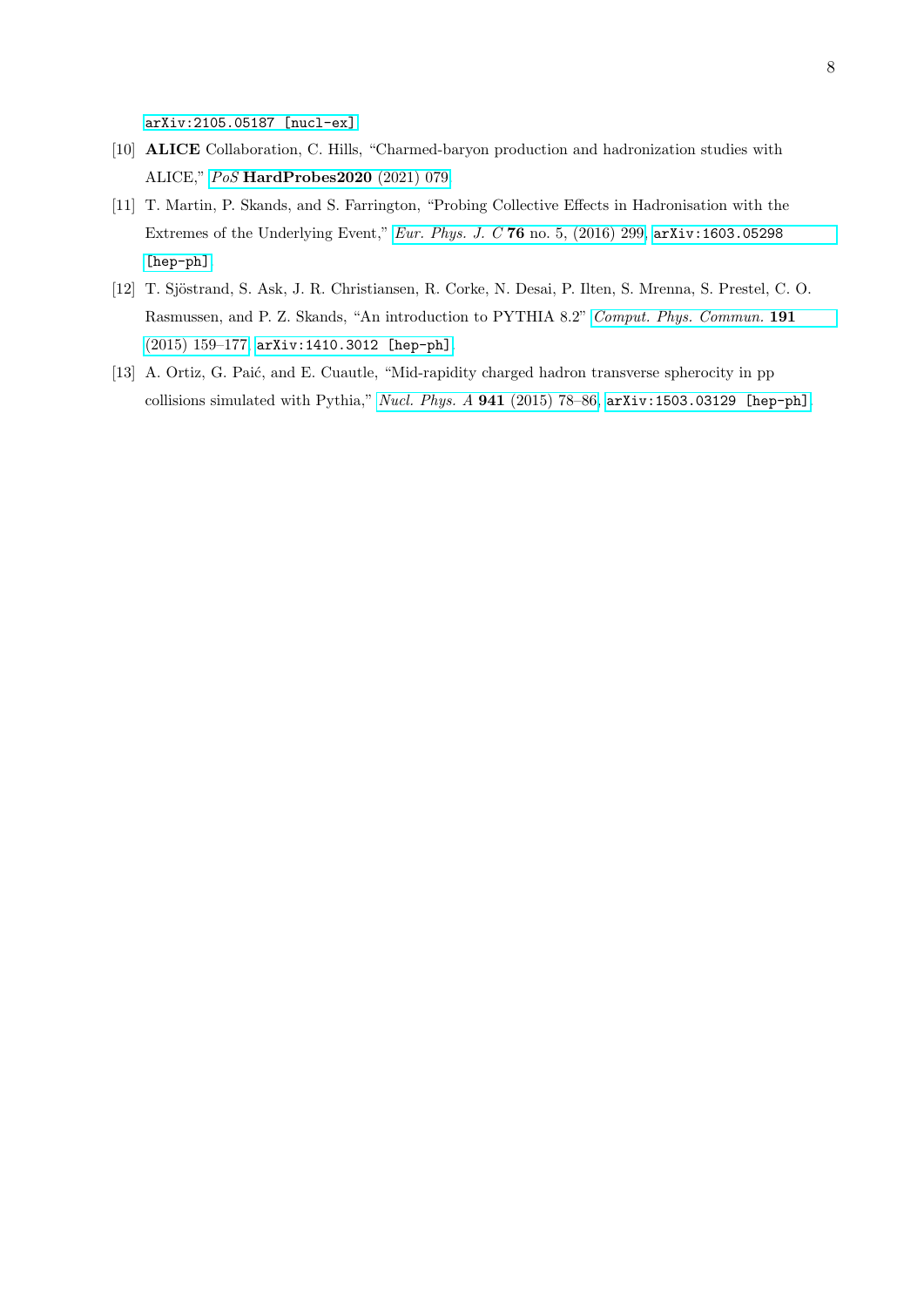arXiv:2105.05187 [nucl-ex].

[10] **ALICE** Collaboration, C. Hills, "Charmed-baryon production and hadronization studies with ALICE," *PoS* **HardProbes2020** (2021) 079.

[11] T. Martin, P. Skands, and S. Farrington, "Probing Collective Effects in Hadronisation with the Extremes of the Underlying Event," *Eur. Phys. J. C* **76** no. 5, (2016) 299, arXiv:1603.05298 [hep-ph].

[12] T. Sjöstrand, S. Ask, J. R. Christiansen, R. Corke, N. Desai, P. Ilten, S. Mrenna, S. Prestel, C. O. Rasmussen, and P. Z. Skands, "An introduction to PYTHIA 8.2" *Comput. Phys. Commun.* **191** (2015) 159–177, arXiv:1410.3012 [hep-ph].

[13] A. Ortiz, G. Paić, and E. Cuautle, "Mid-rapidity charged hadron transverse spherocity in pp collisions simulated with Pythia," *Nucl. Phys. A* **941** (2015) 78–86, arXiv:1503.03129 [hep-ph].